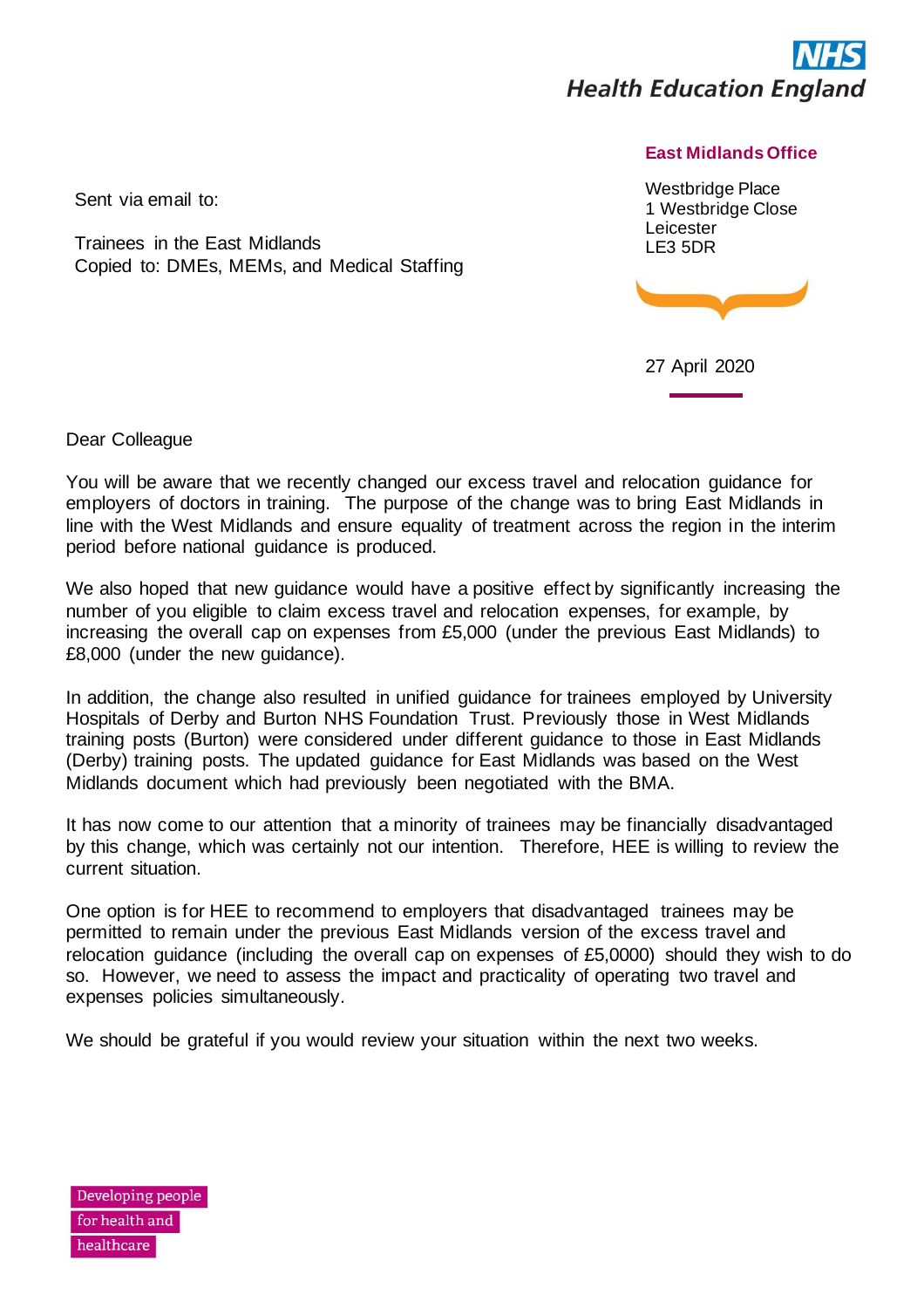**NHS**
**Health Education England**

**East Midlands Office**

Westbridge Place
1 Westbridge Close
Leicester
LE3 5DR

27 April 2020

Sent via email to:

Trainees in the East Midlands
Copied to: DMEs, MEMs, and Medical Staffing

Dear Colleague

You will be aware that we recently changed our excess travel and relocation guidance for employers of doctors in training. The purpose of the change was to bring East Midlands in line with the West Midlands and ensure equality of treatment across the region in the interim period before national guidance is produced.

We also hoped that new guidance would have a positive effect by significantly increasing the number of you eligible to claim excess travel and relocation expenses, for example, by increasing the overall cap on expenses from £5,000 (under the previous East Midlands) to £8,000 (under the new guidance).

In addition, the change also resulted in unified guidance for trainees employed by University Hospitals of Derby and Burton NHS Foundation Trust. Previously those in West Midlands training posts (Burton) were considered under different guidance to those in East Midlands (Derby) training posts. The updated guidance for East Midlands was based on the West Midlands document which had previously been negotiated with the BMA.

It has now come to our attention that a minority of trainees may be financially disadvantaged by this change, which was certainly not our intention. Therefore, HEE is willing to review the current situation.

One option is for HEE to recommend to employers that disadvantaged trainees may be permitted to remain under the previous East Midlands version of the excess travel and relocation guidance (including the overall cap on expenses of £5,0000) should they wish to do so. However, we need to assess the impact and practicality of operating two travel and expenses policies simultaneously.

We should be grateful if you would review your situation within the next two weeks.

Developing people
for health and
healthcare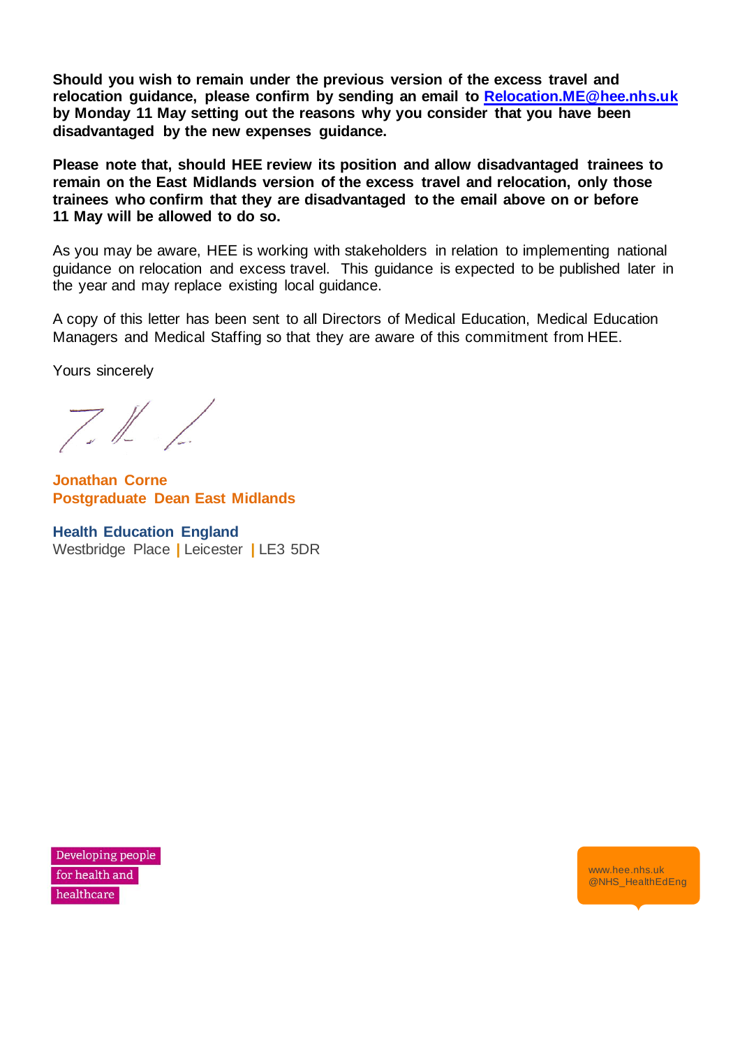**Should you wish to remain under the previous version of the excess travel and relocation guidance, please confirm by sending an email to Relocation.ME@hee.nhs.uk by Monday 11 May setting out the reasons why you consider that you have been disadvantaged by the new expenses guidance.**

**Please note that, should HEE review its position and allow disadvantaged trainees to remain on the East Midlands version of the excess travel and relocation, only those trainees who confirm that they are disadvantaged to the email above on or before 11 May will be allowed to do so.**

As you may be aware, HEE is working with stakeholders in relation to implementing national guidance on relocation and excess travel. This guidance is expected to be published later in the year and may replace existing local guidance.

A copy of this letter has been sent to all Directors of Medical Education, Medical Education Managers and Medical Staffing so that they are aware of this commitment from HEE.

Yours sincerely

**Jonathan Corne**
**Postgraduate Dean East Midlands**

**Health Education England**
Westbridge Place | Leicester | LE3 5DR

Developing people for health and healthcare

www.hee.nhs.uk
@NHS_HealthEdEng